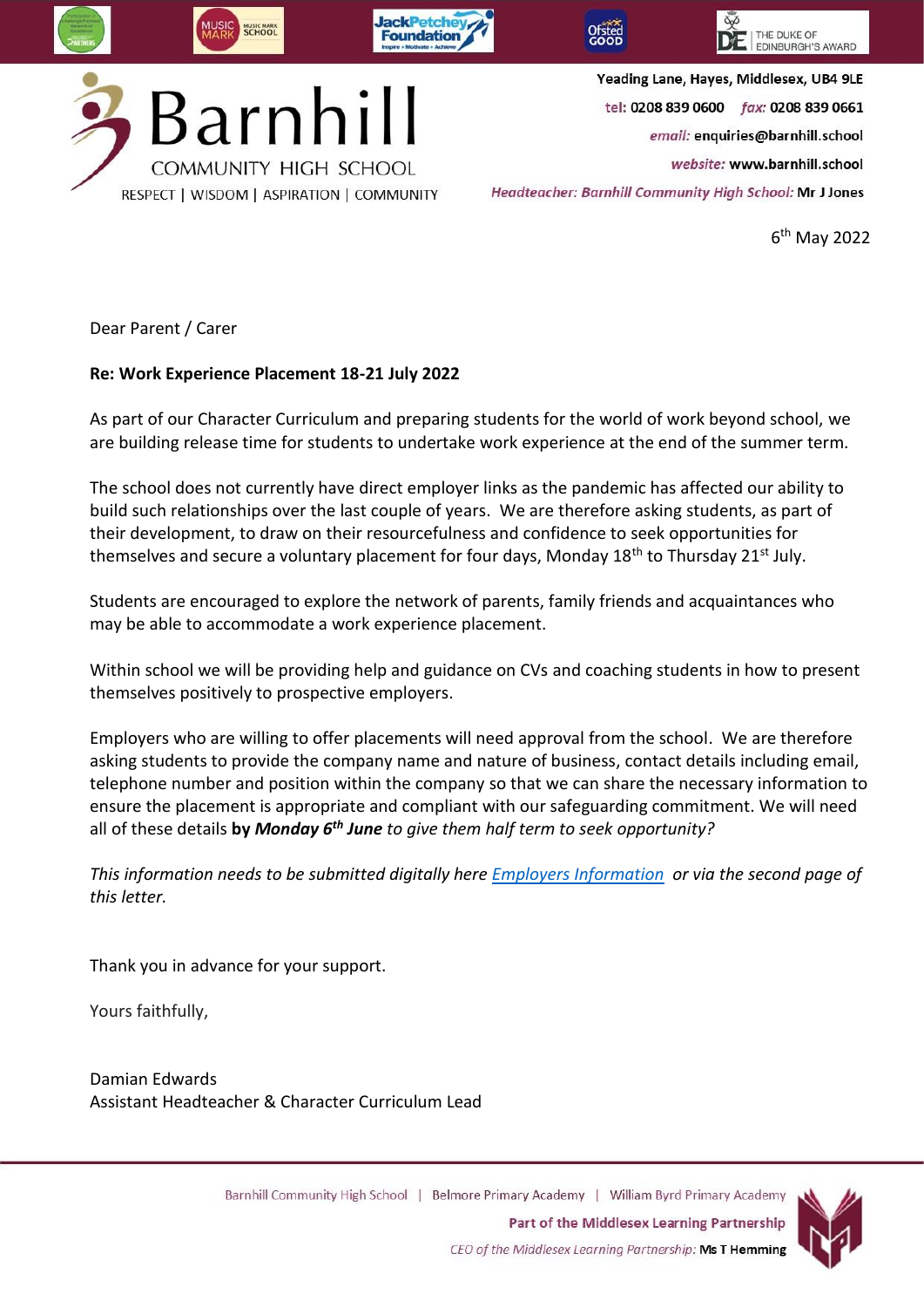# Barnhill

COMMUNITY HIGH SCHOOL

RESPECT | WISDOM | ASPIRATION | COMMUNITY

Yeading Lane, Hayes, Middlesex, UB4 9LE

tel: 0208 839 0600 *fax:* 0208 839 0661

*email:* enquiries@barnhill.school

*website:* www.barnhill.school

*Headteacher: Barnhill Community High School:* Mr J Jones

6th May 2022

Dear Parent / Carer

**Re: Work Experience Placement 18-21 July 2022**

As part of our Character Curriculum and preparing students for the world of work beyond school, we are building release time for students to undertake work experience at the end of the summer term.

The school does not currently have direct employer links as the pandemic has affected our ability to build such relationships over the last couple of years. We are therefore asking students, as part of their development, to draw on their resourcefulness and confidence to seek opportunities for themselves and secure a voluntary placement for four days, Monday 18th to Thursday 21st July.

Students are encouraged to explore the network of parents, family friends and acquaintances who may be able to accommodate a work experience placement.

Within school we will be providing help and guidance on CVs and coaching students in how to present themselves positively to prospective employers.

Employers who are willing to offer placements will need approval from the school. We are therefore asking students to provide the company name and nature of business, contact details including email, telephone number and position within the company so that we can share the necessary information to ensure the placement is appropriate and compliant with our safeguarding commitment. We will need all of these details **by *Monday 6th June*** *to give them half term to seek opportunity?*

*This information needs to be submitted digitally here [Employers Information] or via the second page of this letter.*

Thank you in advance for your support.

Yours faithfully,

Damian Edwards
Assistant Headteacher & Character Curriculum Lead

Barnhill Community High School | Belmore Primary Academy | William Byrd Primary Academy

**Part of the Middlesex Learning Partnership**

*CEO of the Middlesex Learning Partnership:* Ms T Hemming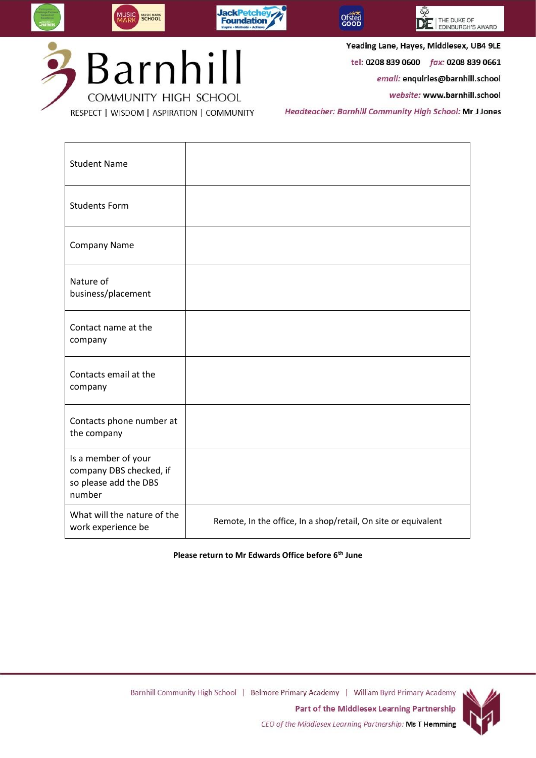# Barnhill

COMMUNITY HIGH SCHOOL

RESPECT | WISDOM | ASPIRATION | COMMUNITY

Yeading Lane, Hayes, Middlesex, UB4 9LE

*tel:* 0208 839 0600 *fax:* 0208 839 0661

*email:* enquiries@barnhill.school

*website:* www.barnhill.school

*Headteacher: Barnhill Community High School:* Mr J Jones

| | |
|---|---|
| Student Name | |
| Students Form | |
| Company Name | |
| Nature of business/placement | |
| Contact name at the company | |
| Contacts email at the company | |
| Contacts phone number at the company | |
| Is a member of your company DBS checked, if so please add the DBS number | |
| What will the nature of the work experience be | Remote, In the office, In a shop/retail, On site or equivalent |

**Please return to Mr Edwards Office before 6th June**

Barnhill Community High School | Belmore Primary Academy | William Byrd Primary Academy

**Part of the Middlesex Learning Partnership**

*CEO of the Middlesex Learning Partnership:* Ms T Hemming